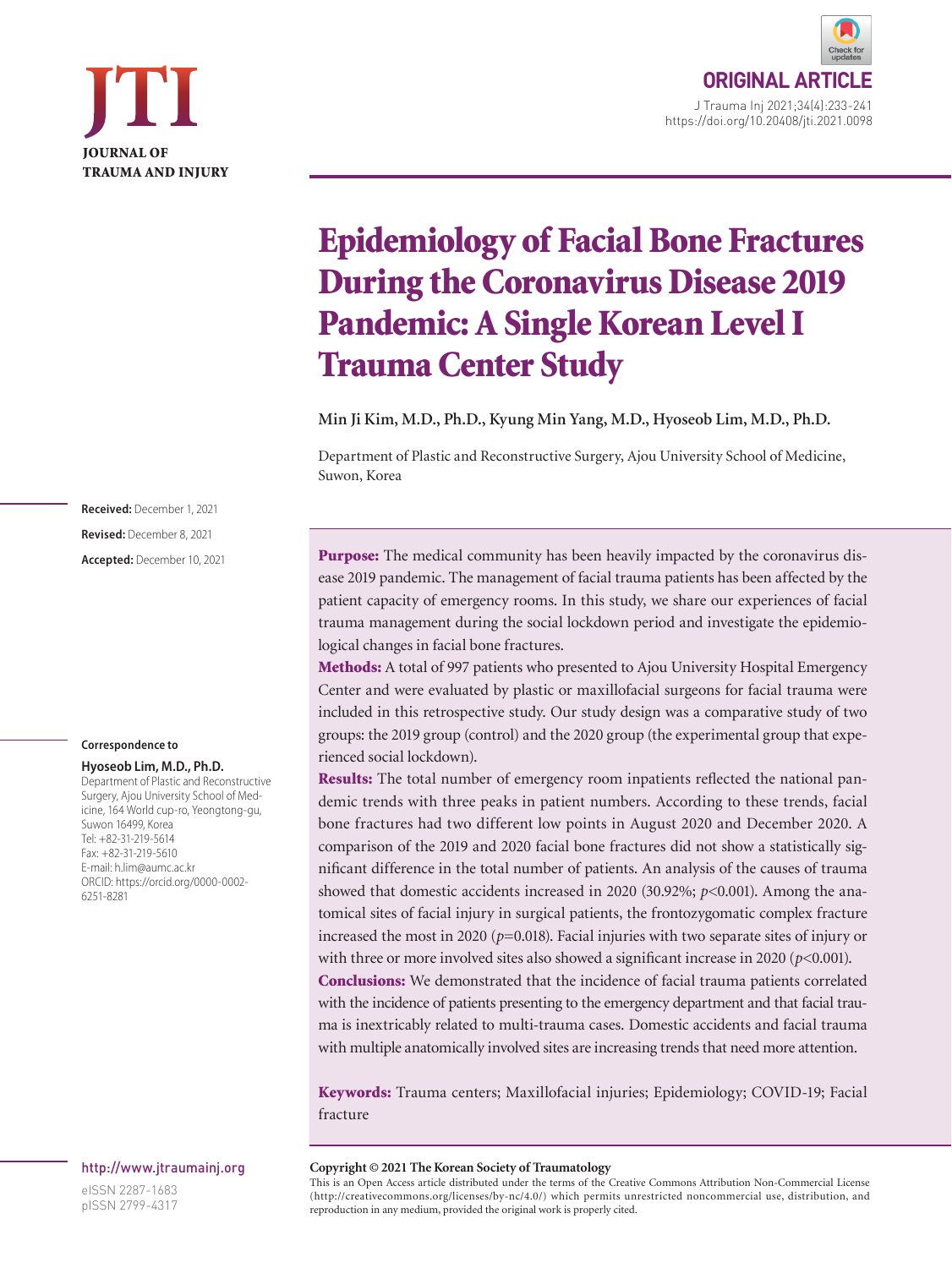ORIGINAL ARTICLE

# Epidemiology of Facial Bone Fractures During the Coronavirus Disease 2019 Pandemic: A Single Korean Level I Trauma Center Study

**Min Ji Kim, M.D., Ph.D., Kyung Min Yang, M.D., Hyoseob Lim, M.D., Ph.D.**

Department of Plastic and Reconstructive Surgery, Ajou University School of Medicine, Suwon, Korea

**Received:** December 1, 2021
**Revised:** December 8, 2021
**Accepted:** December 10, 2021

**Correspondence to**

**Hyoseob Lim, M.D., Ph.D.**
Department of Plastic and Reconstructive Surgery, Ajou University School of Medicine, 164 World cup-ro, Yeongtong-gu, Suwon 16499, Korea
Tel: +82-31-219-5614
Fax: +82-31-219-5610
E-mail: h.lim@aumc.ac.kr
ORCID: https://orcid.org/0000-0002-6251-8281

**Purpose:** The medical community has been heavily impacted by the coronavirus disease 2019 pandemic. The management of facial trauma patients has been affected by the patient capacity of emergency rooms. In this study, we share our experiences of facial trauma management during the social lockdown period and investigate the epidemiological changes in facial bone fractures.

**Methods:** A total of 997 patients who presented to Ajou University Hospital Emergency Center and were evaluated by plastic or maxillofacial surgeons for facial trauma were included in this retrospective study. Our study design was a comparative study of two groups: the 2019 group (control) and the 2020 group (the experimental group that experienced social lockdown).

**Results:** The total number of emergency room inpatients reflected the national pandemic trends with three peaks in patient numbers. According to these trends, facial bone fractures had two different low points in August 2020 and December 2020. A comparison of the 2019 and 2020 facial bone fractures did not show a statistically significant difference in the total number of patients. An analysis of the causes of trauma showed that domestic accidents increased in 2020 (30.92%; $p<0.001$). Among the anatomical sites of facial injury in surgical patients, the frontozygomatic complex fracture increased the most in 2020 ($p=0.018$). Facial injuries with two separate sites of injury or with three or more involved sites also showed a significant increase in 2020 ($p<0.001$).

**Conclusions:** We demonstrated that the incidence of facial trauma patients correlated with the incidence of patients presenting to the emergency department and that facial trauma is inextricably related to multi-trauma cases. Domestic accidents and facial trauma with multiple anatomically involved sites are increasing trends that need more attention.

**Keywords:** Trauma centers; Maxillofacial injuries; Epidemiology; COVID-19; Facial fracture

**Copyright © 2021 The Korean Society of Traumatology**
This is an Open Access article distributed under the terms of the Creative Commons Attribution Non-Commercial License (http://creativecommons.org/licenses/by-nc/4.0/) which permits unrestricted noncommercial use, distribution, and reproduction in any medium, provided the original work is properly cited.

http://www.jtraumainj.org
eISSN 2287-1683
pISSN 2799-4317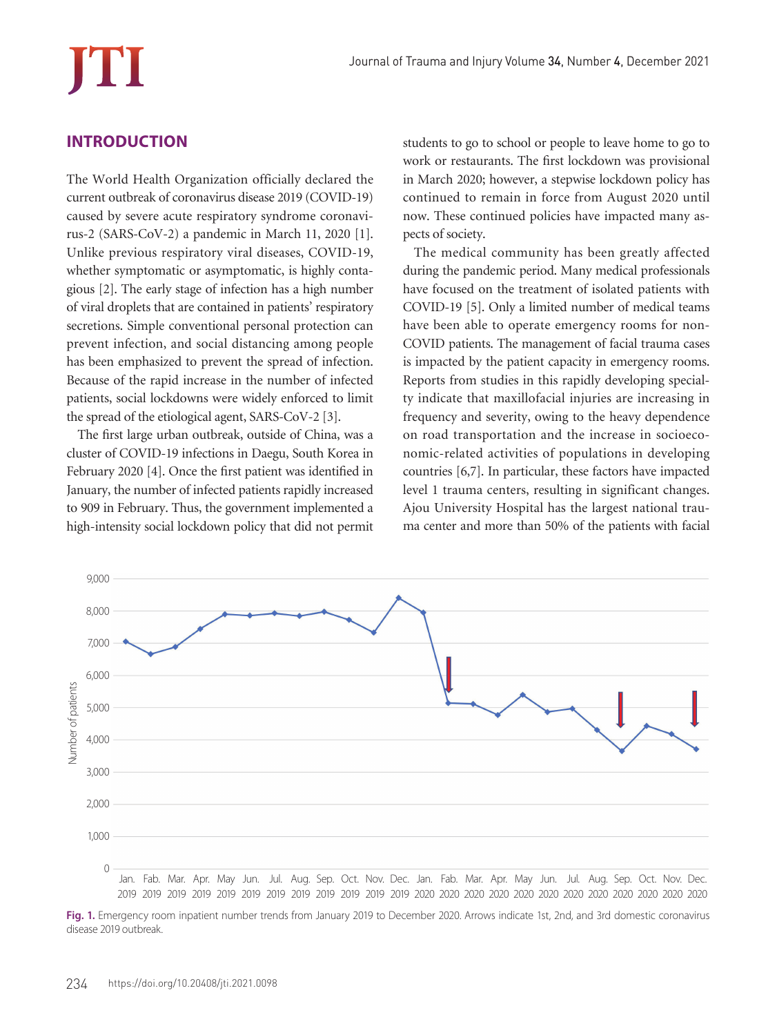## INTRODUCTION

The World Health Organization officially declared the current outbreak of coronavirus disease 2019 (COVID-19) caused by severe acute respiratory syndrome coronavirus-2 (SARS-CoV-2) a pandemic in March 11, 2020 [1]. Unlike previous respiratory viral diseases, COVID-19, whether symptomatic or asymptomatic, is highly contagious [2]. The early stage of infection has a high number of viral droplets that are contained in patients' respiratory secretions. Simple conventional personal protection can prevent infection, and social distancing among people has been emphasized to prevent the spread of infection. Because of the rapid increase in the number of infected patients, social lockdowns were widely enforced to limit the spread of the etiological agent, SARS-CoV-2 [3].

The first large urban outbreak, outside of China, was a cluster of COVID-19 infections in Daegu, South Korea in February 2020 [4]. Once the first patient was identified in January, the number of infected patients rapidly increased to 909 in February. Thus, the government implemented a high-intensity social lockdown policy that did not permit students to go to school or people to leave home to go to work or restaurants. The first lockdown was provisional in March 2020; however, a stepwise lockdown policy has continued to remain in force from August 2020 until now. These continued policies have impacted many aspects of society.

The medical community has been greatly affected during the pandemic period. Many medical professionals have focused on the treatment of isolated patients with COVID-19 [5]. Only a limited number of medical teams have been able to operate emergency rooms for non-COVID patients. The management of facial trauma cases is impacted by the patient capacity in emergency rooms. Reports from studies in this rapidly developing specialty indicate that maxillofacial injuries are increasing in frequency and severity, owing to the heavy dependence on road transportation and the increase in socioeconomic-related activities of populations in developing countries [6,7]. In particular, these factors have impacted level 1 trauma centers, resulting in significant changes. Ajou University Hospital has the largest national trauma center and more than 50% of the patients with facial

**Fig. 1.** Emergency room inpatient number trends from January 2019 to December 2020. Arrows indicate 1st, 2nd, and 3rd domestic coronavirus disease 2019 outbreak.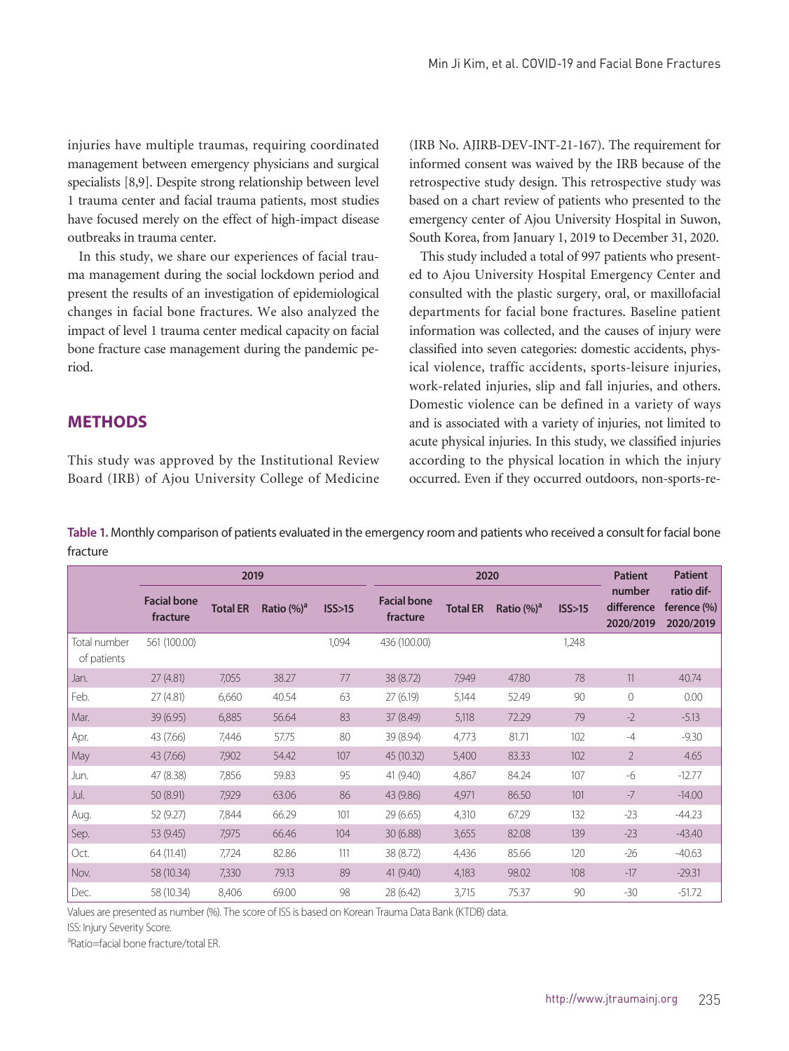injuries have multiple traumas, requiring coordinated management between emergency physicians and surgical specialists [8,9]. Despite strong relationship between level 1 trauma center and facial trauma patients, most studies have focused merely on the effect of high-impact disease outbreaks in trauma center.

In this study, we share our experiences of facial trauma management during the social lockdown period and present the results of an investigation of epidemiological changes in facial bone fractures. We also analyzed the impact of level 1 trauma center medical capacity on facial bone fracture case management during the pandemic period.

## METHODS

This study was approved by the Institutional Review Board (IRB) of Ajou University College of Medicine (IRB No. AJIRB-DEV-INT-21-167). The requirement for informed consent was waived by the IRB because of the retrospective study design. This retrospective study was based on a chart review of patients who presented to the emergency center of Ajou University Hospital in Suwon, South Korea, from January 1, 2019 to December 31, 2020.

This study included a total of 997 patients who presented to Ajou University Hospital Emergency Center and consulted with the plastic surgery, oral, or maxillofacial departments for facial bone fractures. Baseline patient information was collected, and the causes of injury were classified into seven categories: domestic accidents, physical violence, traffic accidents, sports-leisure injuries, work-related injuries, slip and fall injuries, and others. Domestic violence can be defined in a variety of ways and is associated with a variety of injuries, not limited to acute physical injuries. In this study, we classified injuries according to the physical location in which the injury occurred. Even if they occurred outdoors, non-sports-re-

**Table 1.** Monthly comparison of patients evaluated in the emergency room and patients who received a consult for facial bone fracture

| | 2019 | | | | 2020 | | | | Patient number difference 2020/2019 | Patient ratio difference (%) 2020/2019 |
|---|---|---|---|---|---|---|---|---|---|---|
| | Facial bone fracture | Total ER | Ratio (%)[a] | ISS>15 | Facial bone fracture | Total ER | Ratio (%)[a] | ISS>15 | | |
| Total number of patients | 561 (100.00) | | | 1,094 | 436 (100.00) | | | 1,248 | | |
| Jan. | 27 (4.81) | 7,055 | 38.27 | 77 | 38 (8.72) | 7,949 | 47.80 | 78 | 11 | 40.74 |
| Feb. | 27 (4.81) | 6,660 | 40.54 | 63 | 27 (6.19) | 5,144 | 52.49 | 90 | 0 | 0.00 |
| Mar. | 39 (6.95) | 6,885 | 56.64 | 83 | 37 (8.49) | 5,118 | 72.29 | 79 | -2 | -5.13 |
| Apr. | 43 (7.66) | 7,446 | 57.75 | 80 | 39 (8.94) | 4,773 | 81.71 | 102 | -4 | -9.30 |
| May | 43 (7.66) | 7,902 | 54.42 | 107 | 45 (10.32) | 5,400 | 83.33 | 102 | 2 | 4.65 |
| Jun. | 47 (8.38) | 7,856 | 59.83 | 95 | 41 (9.40) | 4,867 | 84.24 | 107 | -6 | -12.77 |
| Jul. | 50 (8.91) | 7,929 | 63.06 | 86 | 43 (9.86) | 4,971 | 86.50 | 101 | -7 | -14.00 |
| Aug. | 52 (9.27) | 7,844 | 66.29 | 101 | 29 (6.65) | 4,310 | 67.29 | 132 | -23 | -44.23 |
| Sep. | 53 (9.45) | 7,975 | 66.46 | 104 | 30 (6.88) | 3,655 | 82.08 | 139 | -23 | -43.40 |
| Oct. | 64 (11.41) | 7,724 | 82.86 | 111 | 38 (8.72) | 4,436 | 85.66 | 120 | -26 | -40.63 |
| Nov. | 58 (10.34) | 7,330 | 79.13 | 89 | 41 (9.40) | 4,183 | 98.02 | 108 | -17 | -29.31 |
| Dec. | 58 (10.34) | 8,406 | 69.00 | 98 | 28 (6.42) | 3,715 | 75.37 | 90 | -30 | -51.72 |

Values are presented as number (%). The score of ISS is based on Korean Trauma Data Bank (KTDB) data.

ISS: Injury Severity Score.

[a]Ratio=facial bone fracture/total ER.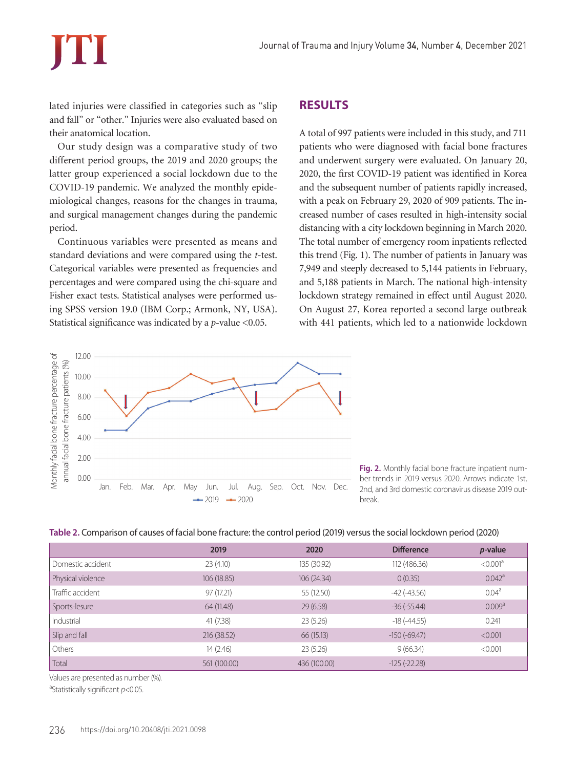lated injuries were classified in categories such as "slip and fall" or "other." Injuries were also evaluated based on their anatomical location.

Our study design was a comparative study of two different period groups, the 2019 and 2020 groups; the latter group experienced a social lockdown due to the COVID-19 pandemic. We analyzed the monthly epidemiological changes, reasons for the changes in trauma, and surgical management changes during the pandemic period.

Continuous variables were presented as means and standard deviations and were compared using the *t*-test. Categorical variables were presented as frequencies and percentages and were compared using the chi-square and Fisher exact tests. Statistical analyses were performed using SPSS version 19.0 (IBM Corp.; Armonk, NY, USA). Statistical significance was indicated by a *p*-value <0.05.

## RESULTS

A total of 997 patients were included in this study, and 711 patients who were diagnosed with facial bone fractures and underwent surgery were evaluated. On January 20, 2020, the first COVID-19 patient was identified in Korea and the subsequent number of patients rapidly increased, with a peak on February 29, 2020 of 909 patients. The increased number of cases resulted in high-intensity social distancing with a city lockdown beginning in March 2020. The total number of emergency room inpatients reflected this trend (Fig. 1). The number of patients in January was 7,949 and steeply decreased to 5,144 patients in February, and 5,188 patients in March. The national high-intensity lockdown strategy remained in effect until August 2020. On August 27, Korea reported a second large outbreak with 441 patients, which led to a nationwide lockdown

**Fig. 2.** Monthly facial bone fracture inpatient number trends in 2019 versus 2020. Arrows indicate 1st, 2nd, and 3rd domestic coronavirus disease 2019 outbreak.

**Table 2.** Comparison of causes of facial bone fracture: the control period (2019) versus the social lockdown period (2020)

| | 2019 | 2020 | Difference | *p*-value |
|---|---|---|---|---|
| Domestic accident | 23 (4.10) | 135 (30.92) | 112 (486.36) | <0.001[a] |
| Physical violence | 106 (18.85) | 106 (24.34) | 0 (0.35) | 0.042[a] |
| Traffic accident | 97 (17.21) | 55 (12.50) | -42 (-43.56) | 0.04[a] |
| Sports-lesure | 64 (11.48) | 29 (6.58) | -36 (-55.44) | 0.009[a] |
| Industrial | 41 (7.38) | 23 (5.26) | -18 (-44.55) | 0.241 |
| Slip and fall | 216 (38.52) | 66 (15.13) | -150 (-69.47) | <0.001 |
| Others | 14 (2.46) | 23 (5.26) | 9 (66.34) | <0.001 |
| Total | 561 (100.00) | 436 (100.00) | -125 (-22.28) | |

Values are presented as number (%).

[a]Statistically significant $p<0.05$.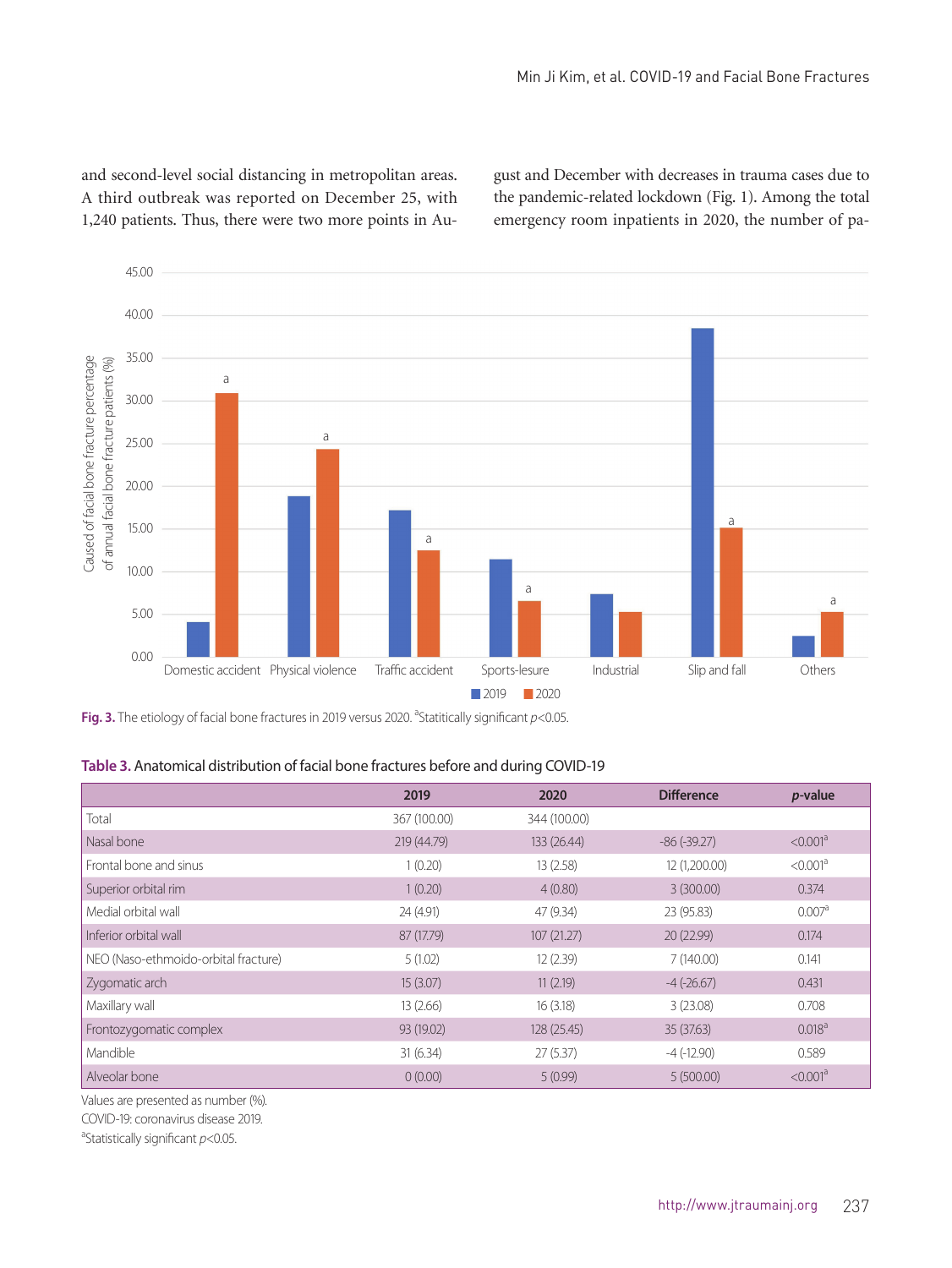and second-level social distancing in metropolitan areas. A third outbreak was reported on December 25, with 1,240 patients. Thus, there were two more points in August and December with decreases in trauma cases due to the pandemic-related lockdown (Fig. 1). Among the total emergency room inpatients in 2020, the number of pa-

**Fig. 3.** The etiology of facial bone fractures in 2019 versus 2020. [a]Statitically significant $p$<0.05.

**Table 3.** Anatomical distribution of facial bone fractures before and during COVID-19

| | 2019 | 2020 | Difference | *p*-value |
|---|---|---|---|---|
| Total | 367 (100.00) | 344 (100.00) | | |
| Nasal bone | 219 (44.79) | 133 (26.44) | -86 (-39.27) | <0.001[a] |
| Frontal bone and sinus | 1 (0.20) | 13 (2.58) | 12 (1,200.00) | <0.001[a] |
| Superior orbital rim | 1 (0.20) | 4 (0.80) | 3 (300.00) | 0.374 |
| Medial orbital wall | 24 (4.91) | 47 (9.34) | 23 (95.83) | 0.007[a] |
| Inferior orbital wall | 87 (17.79) | 107 (21.27) | 20 (22.99) | 0.174 |
| NEO (Naso-ethmoido-orbital fracture) | 5 (1.02) | 12 (2.39) | 7 (140.00) | 0.141 |
| Zygomatic arch | 15 (3.07) | 11 (2.19) | -4 (-26.67) | 0.431 |
| Maxillary wall | 13 (2.66) | 16 (3.18) | 3 (23.08) | 0.708 |
| Frontozygomatic complex | 93 (19.02) | 128 (25.45) | 35 (37.63) | 0.018[a] |
| Mandible | 31 (6.34) | 27 (5.37) | -4 (-12.90) | 0.589 |
| Alveolar bone | 0 (0.00) | 5 (0.99) | 5 (500.00) | <0.001[a] |

Values are presented as number (%).
COVID-19: coronavirus disease 2019.
[a]Statistically significant $p$<0.05.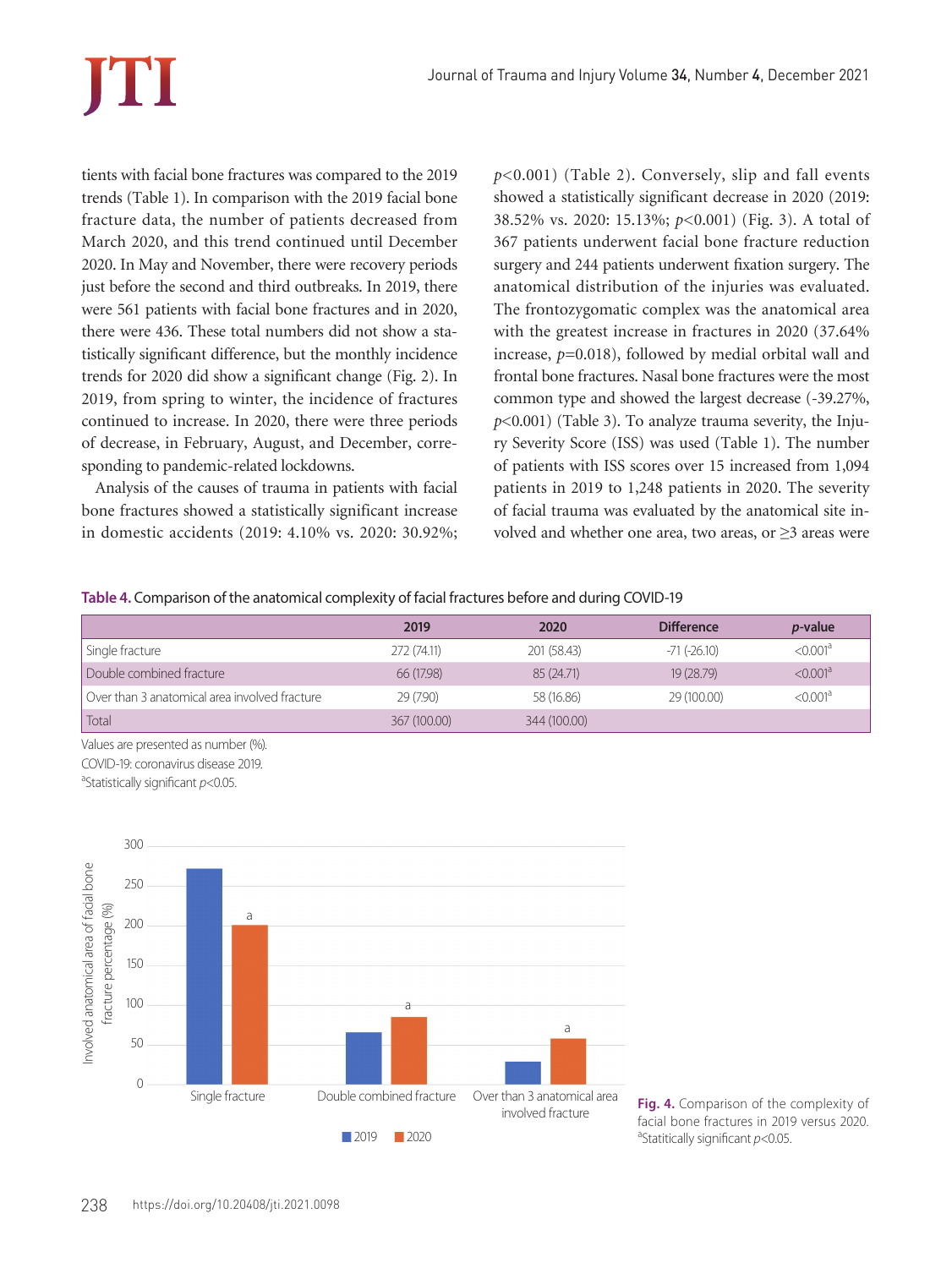tients with facial bone fractures was compared to the 2019 trends (Table 1). In comparison with the 2019 facial bone fracture data, the number of patients decreased from March 2020, and this trend continued until December 2020. In May and November, there were recovery periods just before the second and third outbreaks. In 2019, there were 561 patients with facial bone fractures and in 2020, there were 436. These total numbers did not show a statistically significant difference, but the monthly incidence trends for 2020 did show a significant change (Fig. 2). In 2019, from spring to winter, the incidence of fractures continued to increase. In 2020, there were three periods of decrease, in February, August, and December, corresponding to pandemic-related lockdowns.

Analysis of the causes of trauma in patients with facial bone fractures showed a statistically significant increase in domestic accidents (2019: 4.10% vs. 2020: 30.92%; $p<0.001$) (Table 2). Conversely, slip and fall events showed a statistically significant decrease in 2020 (2019: 38.52% vs. 2020: 15.13%; $p<0.001$) (Fig. 3). A total of 367 patients underwent facial bone fracture reduction surgery and 244 patients underwent fixation surgery. The anatomical distribution of the injuries was evaluated. The frontozygomatic complex was the anatomical area with the greatest increase in fractures in 2020 (37.64% increase, $p=0.018$), followed by medial orbital wall and frontal bone fractures. Nasal bone fractures were the most common type and showed the largest decrease (-39.27%, $p<0.001$) (Table 3). To analyze trauma severity, the Injury Severity Score (ISS) was used (Table 1). The number of patients with ISS scores over 15 increased from 1,094 patients in 2019 to 1,248 patients in 2020. The severity of facial trauma was evaluated by the anatomical site involved and whether one area, two areas, or ≥3 areas were

**Table 4.** Comparison of the anatomical complexity of facial fractures before and during COVID-19

| | 2019 | 2020 | Difference | *p*-value |
|---|---|---|---|---|
| Single fracture | 272 (74.11) | 201 (58.43) | -71 (-26.10) | <0.001[a] |
| Double combined fracture | 66 (17.98) | 85 (24.71) | 19 (28.79) | <0.001[a] |
| Over than 3 anatomical area involved fracture | 29 (7.90) | 58 (16.86) | 29 (100.00) | <0.001[a] |
| Total | 367 (100.00) | 344 (100.00) | | |

Values are presented as number (%).
COVID-19: coronavirus disease 2019.
[a]Statistically significant $p<0.05$.

**Fig. 4.** Comparison of the complexity of facial bone fractures in 2019 versus 2020. [a]Statitically significant $p<0.05$.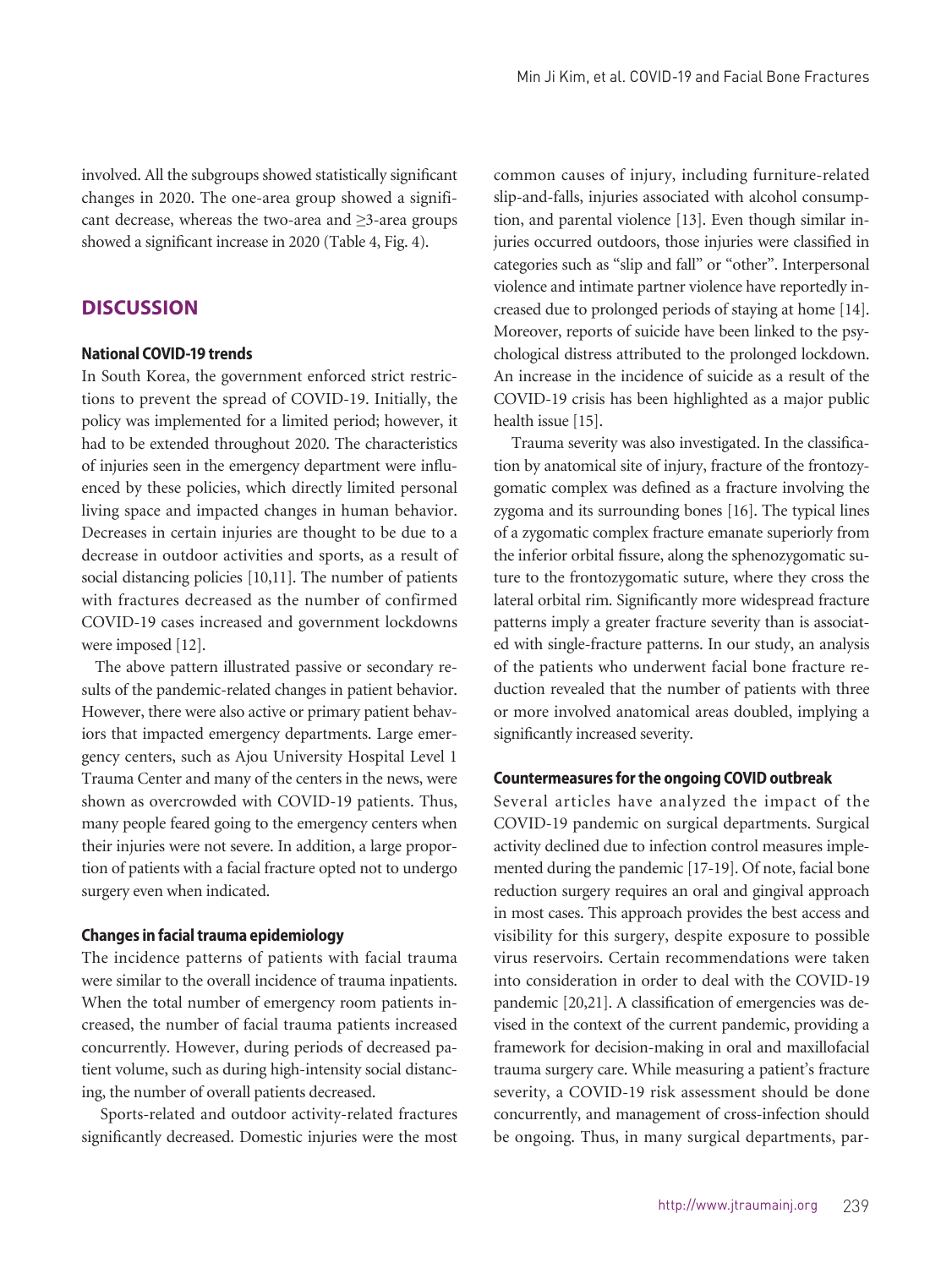involved. All the subgroups showed statistically significant changes in 2020. The one-area group showed a significant decrease, whereas the two-area and ≥3-area groups showed a significant increase in 2020 (Table 4, Fig. 4).

## DISCUSSION

### National COVID-19 trends

In South Korea, the government enforced strict restrictions to prevent the spread of COVID-19. Initially, the policy was implemented for a limited period; however, it had to be extended throughout 2020. The characteristics of injuries seen in the emergency department were influenced by these policies, which directly limited personal living space and impacted changes in human behavior. Decreases in certain injuries are thought to be due to a decrease in outdoor activities and sports, as a result of social distancing policies [10,11]. The number of patients with fractures decreased as the number of confirmed COVID-19 cases increased and government lockdowns were imposed [12].

The above pattern illustrated passive or secondary results of the pandemic-related changes in patient behavior. However, there were also active or primary patient behaviors that impacted emergency departments. Large emergency centers, such as Ajou University Hospital Level 1 Trauma Center and many of the centers in the news, were shown as overcrowded with COVID-19 patients. Thus, many people feared going to the emergency centers when their injuries were not severe. In addition, a large proportion of patients with a facial fracture opted not to undergo surgery even when indicated.

### Changes in facial trauma epidemiology

The incidence patterns of patients with facial trauma were similar to the overall incidence of trauma inpatients. When the total number of emergency room patients increased, the number of facial trauma patients increased concurrently. However, during periods of decreased patient volume, such as during high-intensity social distancing, the number of overall patients decreased.

Sports-related and outdoor activity-related fractures significantly decreased. Domestic injuries were the most common causes of injury, including furniture-related slip-and-falls, injuries associated with alcohol consumption, and parental violence [13]. Even though similar injuries occurred outdoors, those injuries were classified in categories such as "slip and fall" or "other". Interpersonal violence and intimate partner violence have reportedly increased due to prolonged periods of staying at home [14]. Moreover, reports of suicide have been linked to the psychological distress attributed to the prolonged lockdown. An increase in the incidence of suicide as a result of the COVID-19 crisis has been highlighted as a major public health issue [15].

Trauma severity was also investigated. In the classification by anatomical site of injury, fracture of the frontozygomatic complex was defined as a fracture involving the zygoma and its surrounding bones [16]. The typical lines of a zygomatic complex fracture emanate superiorly from the inferior orbital fissure, along the sphenozygomatic suture to the frontozygomatic suture, where they cross the lateral orbital rim. Significantly more widespread fracture patterns imply a greater fracture severity than is associated with single-fracture patterns. In our study, an analysis of the patients who underwent facial bone fracture reduction revealed that the number of patients with three or more involved anatomical areas doubled, implying a significantly increased severity.

### Countermeasures for the ongoing COVID outbreak

Several articles have analyzed the impact of the COVID-19 pandemic on surgical departments. Surgical activity declined due to infection control measures implemented during the pandemic [17-19]. Of note, facial bone reduction surgery requires an oral and gingival approach in most cases. This approach provides the best access and visibility for this surgery, despite exposure to possible virus reservoirs. Certain recommendations were taken into consideration in order to deal with the COVID-19 pandemic [20,21]. A classification of emergencies was devised in the context of the current pandemic, providing a framework for decision-making in oral and maxillofacial trauma surgery care. While measuring a patient's fracture severity, a COVID-19 risk assessment should be done concurrently, and management of cross-infection should be ongoing. Thus, in many surgical departments, par-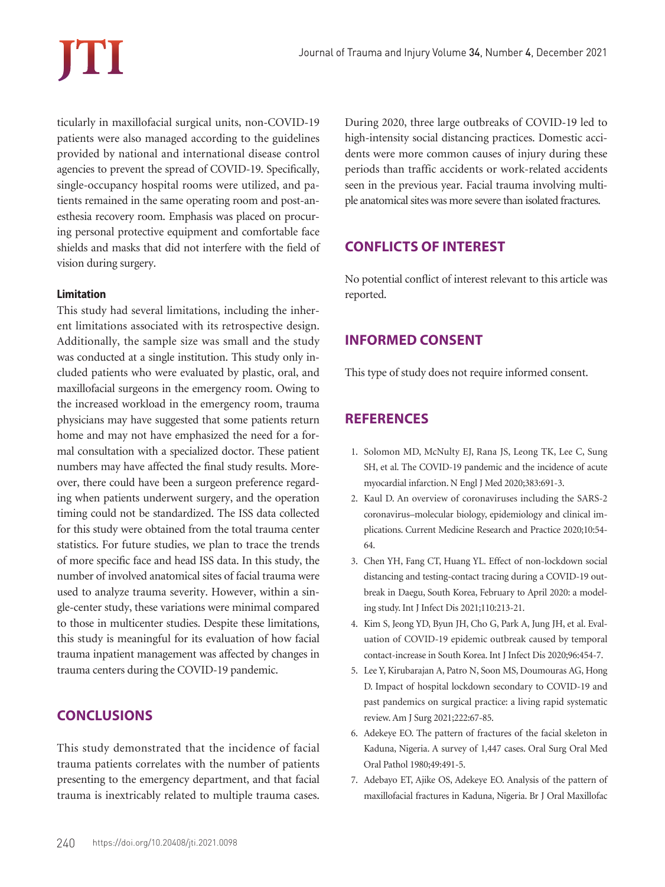ticularly in maxillofacial surgical units, non-COVID-19 patients were also managed according to the guidelines provided by national and international disease control agencies to prevent the spread of COVID-19. Specifically, single-occupancy hospital rooms were utilized, and patients remained in the same operating room and post-anesthesia recovery room. Emphasis was placed on procuring personal protective equipment and comfortable face shields and masks that did not interfere with the field of vision during surgery.

### Limitation

This study had several limitations, including the inherent limitations associated with its retrospective design. Additionally, the sample size was small and the study was conducted at a single institution. This study only included patients who were evaluated by plastic, oral, and maxillofacial surgeons in the emergency room. Owing to the increased workload in the emergency room, trauma physicians may have suggested that some patients return home and may not have emphasized the need for a formal consultation with a specialized doctor. These patient numbers may have affected the final study results. Moreover, there could have been a surgeon preference regarding when patients underwent surgery, and the operation timing could not be standardized. The ISS data collected for this study were obtained from the total trauma center statistics. For future studies, we plan to trace the trends of more specific face and head ISS data. In this study, the number of involved anatomical sites of facial trauma were used to analyze trauma severity. However, within a single-center study, these variations were minimal compared to those in multicenter studies. Despite these limitations, this study is meaningful for its evaluation of how facial trauma inpatient management was affected by changes in trauma centers during the COVID-19 pandemic.

## CONCLUSIONS

This study demonstrated that the incidence of facial trauma patients correlates with the number of patients presenting to the emergency department, and that facial trauma is inextricably related to multiple trauma cases. During 2020, three large outbreaks of COVID-19 led to high-intensity social distancing practices. Domestic accidents were more common causes of injury during these periods than traffic accidents or work-related accidents seen in the previous year. Facial trauma involving multiple anatomical sites was more severe than isolated fractures.

## CONFLICTS OF INTEREST

No potential conflict of interest relevant to this article was reported.

## INFORMED CONSENT

This type of study does not require informed consent.

## REFERENCES

1. Solomon MD, McNulty EJ, Rana JS, Leong TK, Lee C, Sung SH, et al. The COVID-19 pandemic and the incidence of acute myocardial infarction. N Engl J Med 2020;383:691-3.
2. Kaul D. An overview of coronaviruses including the SARS-2 coronavirus–molecular biology, epidemiology and clinical implications. Current Medicine Research and Practice 2020;10:54-64.
3. Chen YH, Fang CT, Huang YL. Effect of non-lockdown social distancing and testing-contact tracing during a COVID-19 outbreak in Daegu, South Korea, February to April 2020: a modeling study. Int J Infect Dis 2021;110:213-21.
4. Kim S, Jeong YD, Byun JH, Cho G, Park A, Jung JH, et al. Evaluation of COVID-19 epidemic outbreak caused by temporal contact-increase in South Korea. Int J Infect Dis 2020;96:454-7.
5. Lee Y, Kirubarajan A, Patro N, Soon MS, Doumouras AG, Hong D. Impact of hospital lockdown secondary to COVID-19 and past pandemics on surgical practice: a living rapid systematic review. Am J Surg 2021;222:67-85.
6. Adekeye EO. The pattern of fractures of the facial skeleton in Kaduna, Nigeria. A survey of 1,447 cases. Oral Surg Oral Med Oral Pathol 1980;49:491-5.
7. Adebayo ET, Ajike OS, Adekeye EO. Analysis of the pattern of maxillofacial fractures in Kaduna, Nigeria. Br J Oral Maxillofac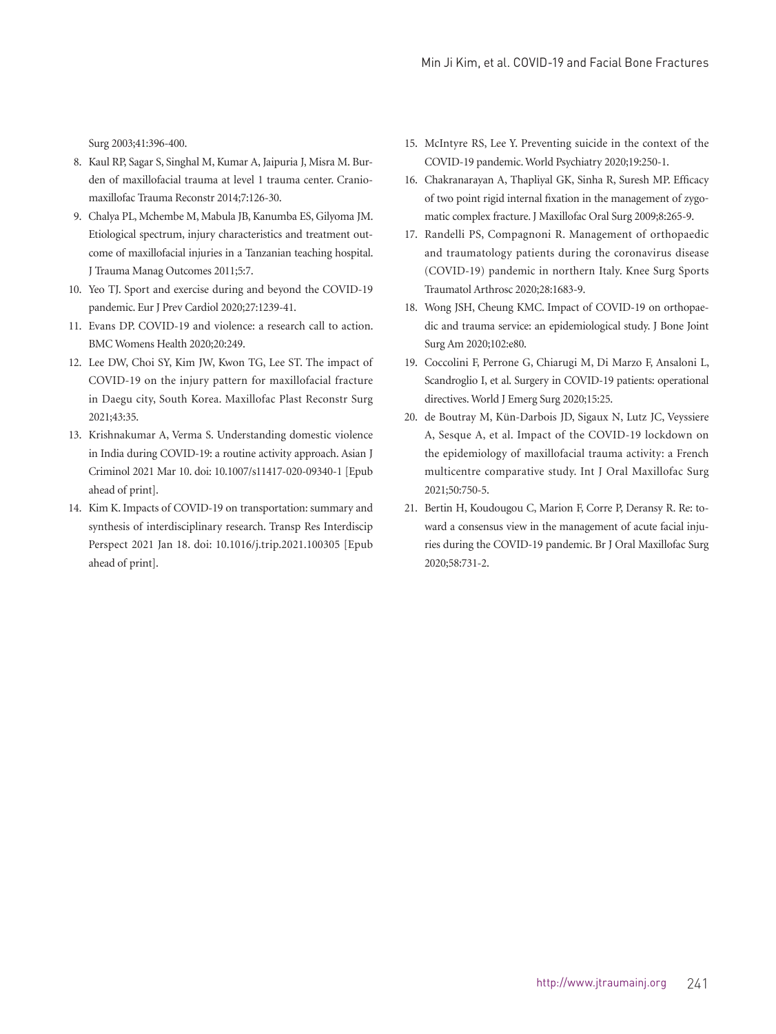Surg 2003;41:396-400.

8. Kaul RP, Sagar S, Singhal M, Kumar A, Jaipuria J, Misra M. Burden of maxillofacial trauma at level 1 trauma center. Craniomaxillofac Trauma Reconstr 2014;7:126-30.
9. Chalya PL, Mchembe M, Mabula JB, Kanumba ES, Gilyoma JM. Etiological spectrum, injury characteristics and treatment outcome of maxillofacial injuries in a Tanzanian teaching hospital. J Trauma Manag Outcomes 2011;5:7.
10. Yeo TJ. Sport and exercise during and beyond the COVID-19 pandemic. Eur J Prev Cardiol 2020;27:1239-41.
11. Evans DP. COVID-19 and violence: a research call to action. BMC Womens Health 2020;20:249.
12. Lee DW, Choi SY, Kim JW, Kwon TG, Lee ST. The impact of COVID-19 on the injury pattern for maxillofacial fracture in Daegu city, South Korea. Maxillofac Plast Reconstr Surg 2021;43:35.
13. Krishnakumar A, Verma S. Understanding domestic violence in India during COVID-19: a routine activity approach. Asian J Criminol 2021 Mar 10. doi: 10.1007/s11417-020-09340-1 [Epub ahead of print].
14. Kim K. Impacts of COVID-19 on transportation: summary and synthesis of interdisciplinary research. Transp Res Interdiscip Perspect 2021 Jan 18. doi: 10.1016/j.trip.2021.100305 [Epub ahead of print].
15. McIntyre RS, Lee Y. Preventing suicide in the context of the COVID-19 pandemic. World Psychiatry 2020;19:250-1.
16. Chakranarayan A, Thapliyal GK, Sinha R, Suresh MP. Efficacy of two point rigid internal fixation in the management of zygomatic complex fracture. J Maxillofac Oral Surg 2009;8:265-9.
17. Randelli PS, Compagnoni R. Management of orthopaedic and traumatology patients during the coronavirus disease (COVID-19) pandemic in northern Italy. Knee Surg Sports Traumatol Arthrosc 2020;28:1683-9.
18. Wong JSH, Cheung KMC. Impact of COVID-19 on orthopaedic and trauma service: an epidemiological study. J Bone Joint Surg Am 2020;102:e80.
19. Coccolini F, Perrone G, Chiarugi M, Di Marzo F, Ansaloni L, Scandroglio I, et al. Surgery in COVID-19 patients: operational directives. World J Emerg Surg 2020;15:25.
20. de Boutray M, Kün-Darbois JD, Sigaux N, Lutz JC, Veyssiere A, Sesque A, et al. Impact of the COVID-19 lockdown on the epidemiology of maxillofacial trauma activity: a French multicentre comparative study. Int J Oral Maxillofac Surg 2021;50:750-5.
21. Bertin H, Koudougou C, Marion F, Corre P, Deransy R. Re: toward a consensus view in the management of acute facial injuries during the COVID-19 pandemic. Br J Oral Maxillofac Surg 2020;58:731-2.